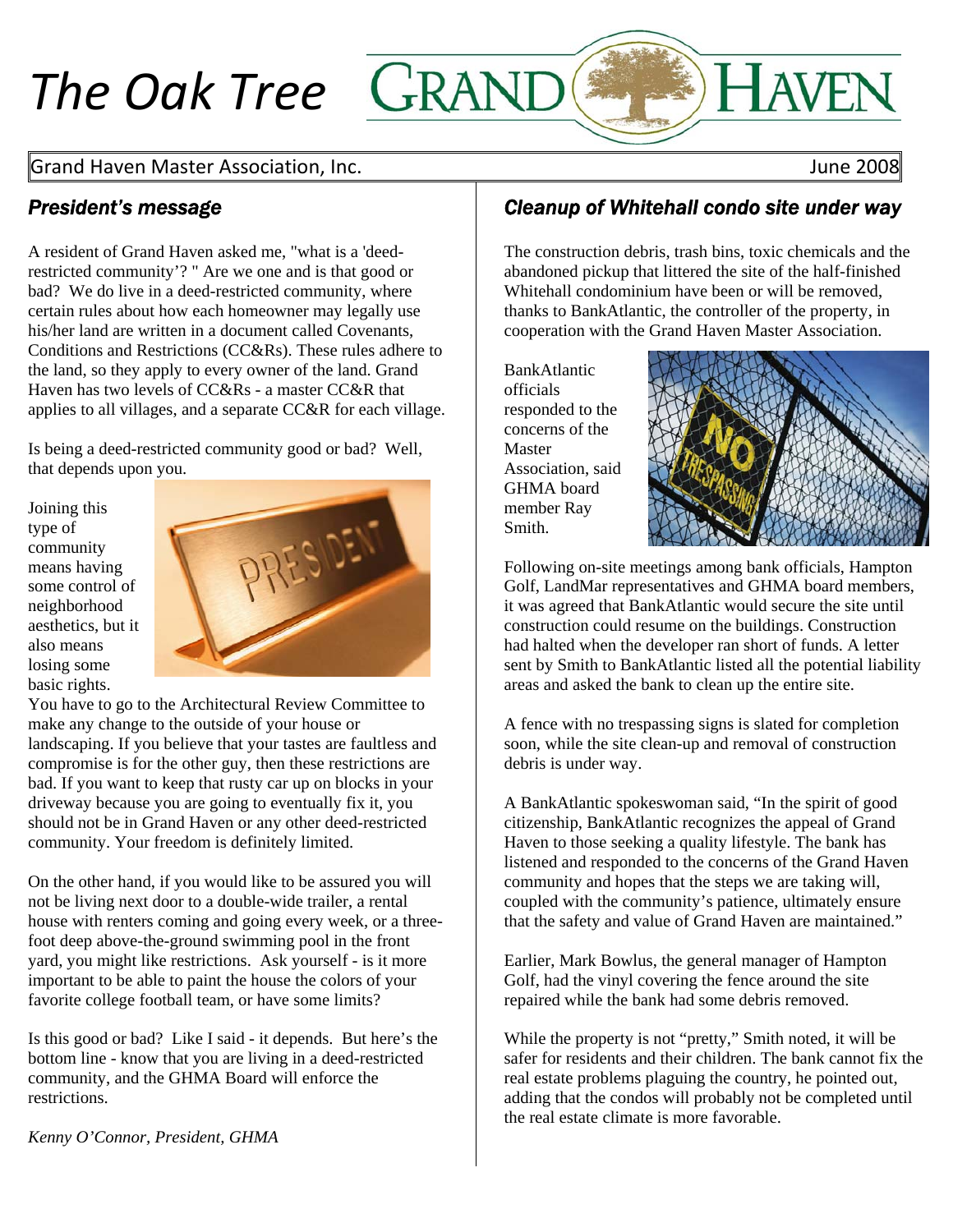# The Oak Tree

Grand Haven Master Association, Inc. June 2008

## *President's message*

A resident of Grand Haven asked me, "what is a 'deed-restricted community'? " Are we one and is that good or bad? We do live in a deed-restricted community, where certain rules about how each homeowner may legally use his/her land are written in a document called Covenants, Conditions and Restrictions (CC&Rs). These rules adhere to the land, so they apply to every owner of the land. Grand Haven has two levels of CC&Rs - a master CC&R that applies to all villages, and a separate CC&R for each village.

Is being a deed-restricted community good or bad? Well, that depends upon you.

Joining this type of community means having some control of neighborhood aesthetics, but it also means losing some basic rights. You have to go to the Architectural Review Committee to make any change to the outside of your house or landscaping. If you believe that your tastes are faultless and compromise is for the other guy, then these restrictions are bad. If you want to keep that rusty car up on blocks in your driveway because you are going to eventually fix it, you should not be in Grand Haven or any other deed-restricted community. Your freedom is definitely limited.

On the other hand, if you would like to be assured you will not be living next door to a double-wide trailer, a rental house with renters coming and going every week, or a three-foot deep above-the-ground swimming pool in the front yard, you might like restrictions. Ask yourself - is it more important to be able to paint the house the colors of your favorite college football team, or have some limits?

Is this good or bad? Like I said - it depends. But here's the bottom line - know that you are living in a deed-restricted community, and the GHMA Board will enforce the restrictions.

*Kenny O'Connor, President, GHMA*

## *Cleanup of Whitehall condo site under way*

The construction debris, trash bins, toxic chemicals and the abandoned pickup that littered the site of the half-finished Whitehall condominium have been or will be removed, thanks to BankAtlantic, the controller of the property, in cooperation with the Grand Haven Master Association.

BankAtlantic officials responded to the concerns of the Master Association, said GHMA board member Ray Smith.

Following on-site meetings among bank officials, Hampton Golf, LandMar representatives and GHMA board members, it was agreed that BankAtlantic would secure the site until construction could resume on the buildings. Construction had halted when the developer ran short of funds. A letter sent by Smith to BankAtlantic listed all the potential liability areas and asked the bank to clean up the entire site.

A fence with no trespassing signs is slated for completion soon, while the site clean-up and removal of construction debris is under way.

A BankAtlantic spokeswoman said, "In the spirit of good citizenship, BankAtlantic recognizes the appeal of Grand Haven to those seeking a quality lifestyle. The bank has listened and responded to the concerns of the Grand Haven community and hopes that the steps we are taking will, coupled with the community's patience, ultimately ensure that the safety and value of Grand Haven are maintained."

Earlier, Mark Bowlus, the general manager of Hampton Golf, had the vinyl covering the fence around the site repaired while the bank had some debris removed.

While the property is not "pretty," Smith noted, it will be safer for residents and their children. The bank cannot fix the real estate problems plaguing the country, he pointed out, adding that the condos will probably not be completed until the real estate climate is more favorable.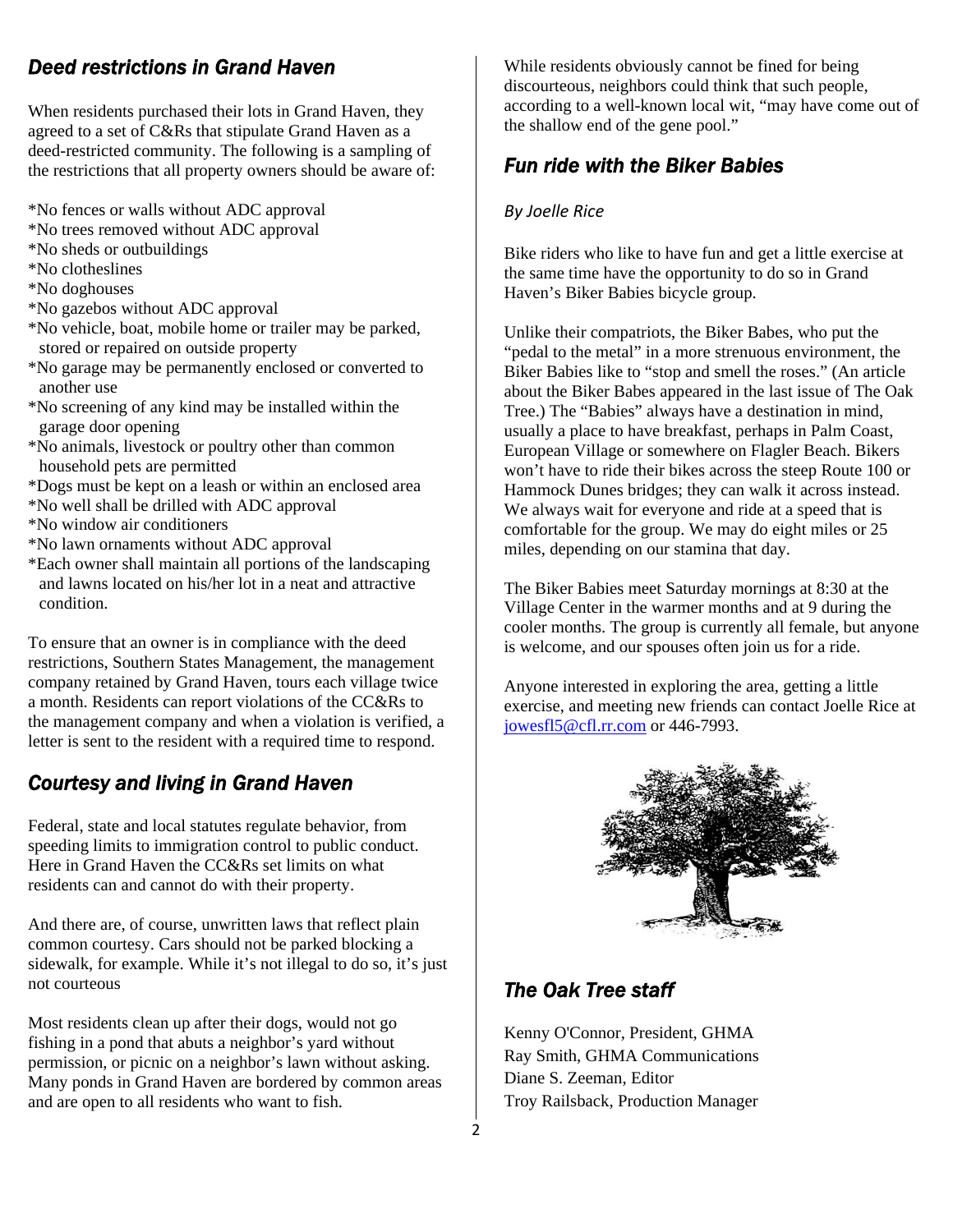## *Deed restrictions in Grand Haven*

When residents purchased their lots in Grand Haven, they agreed to a set of C&Rs that stipulate Grand Haven as a deed-restricted community. The following is a sampling of the restrictions that all property owners should be aware of:

*No fences or walls without ADC approval
*No trees removed without ADC approval
*No sheds or outbuildings
*No clotheslines
*No doghouses
*No gazebos without ADC approval
*No vehicle, boat, mobile home or trailer may be parked, stored or repaired on outside property
*No garage may be permanently enclosed or converted to another use
*No screening of any kind may be installed within the garage door opening
*No animals, livestock or poultry other than common household pets are permitted
*Dogs must be kept on a leash or within an enclosed area
*No well shall be drilled with ADC approval
*No window air conditioners
*No lawn ornaments without ADC approval
*Each owner shall maintain all portions of the landscaping and lawns located on his/her lot in a neat and attractive condition.

To ensure that an owner is in compliance with the deed restrictions, Southern States Management, the management company retained by Grand Haven, tours each village twice a month. Residents can report violations of the CC&Rs to the management company and when a violation is verified, a letter is sent to the resident with a required time to respond.

## *Courtesy and living in Grand Haven*

Federal, state and local statutes regulate behavior, from speeding limits to immigration control to public conduct. Here in Grand Haven the CC&Rs set limits on what residents can and cannot do with their property.

And there are, of course, unwritten laws that reflect plain common courtesy. Cars should not be parked blocking a sidewalk, for example. While it's not illegal to do so, it's just not courteous

Most residents clean up after their dogs, would not go fishing in a pond that abuts a neighbor's yard without permission, or picnic on a neighbor's lawn without asking. Many ponds in Grand Haven are bordered by common areas and are open to all residents who want to fish.

While residents obviously cannot be fined for being discourteous, neighbors could think that such people, according to a well-known local wit, "may have come out of the shallow end of the gene pool."

## *Fun ride with the Biker Babies*

*By Joelle Rice*

Bike riders who like to have fun and get a little exercise at the same time have the opportunity to do so in Grand Haven's Biker Babies bicycle group.

Unlike their compatriots, the Biker Babes, who put the "pedal to the metal" in a more strenuous environment, the Biker Babies like to "stop and smell the roses." (An article about the Biker Babes appeared in the last issue of The Oak Tree.) The "Babies" always have a destination in mind, usually a place to have breakfast, perhaps in Palm Coast, European Village or somewhere on Flagler Beach. Bikers won't have to ride their bikes across the steep Route 100 or Hammock Dunes bridges; they can walk it across instead. We always wait for everyone and ride at a speed that is comfortable for the group. We may do eight miles or 25 miles, depending on our stamina that day.

The Biker Babies meet Saturday mornings at 8:30 at the Village Center in the warmer months and at 9 during the cooler months. The group is currently all female, but anyone is welcome, and our spouses often join us for a ride.

Anyone interested in exploring the area, getting a little exercise, and meeting new friends can contact Joelle Rice at jowesfl5@cfl.rr.com or 446-7993.

## *The Oak Tree staff*

Kenny O'Connor, President, GHMA
Ray Smith, GHMA Communications
Diane S. Zeeman, Editor
Troy Railsback, Production Manager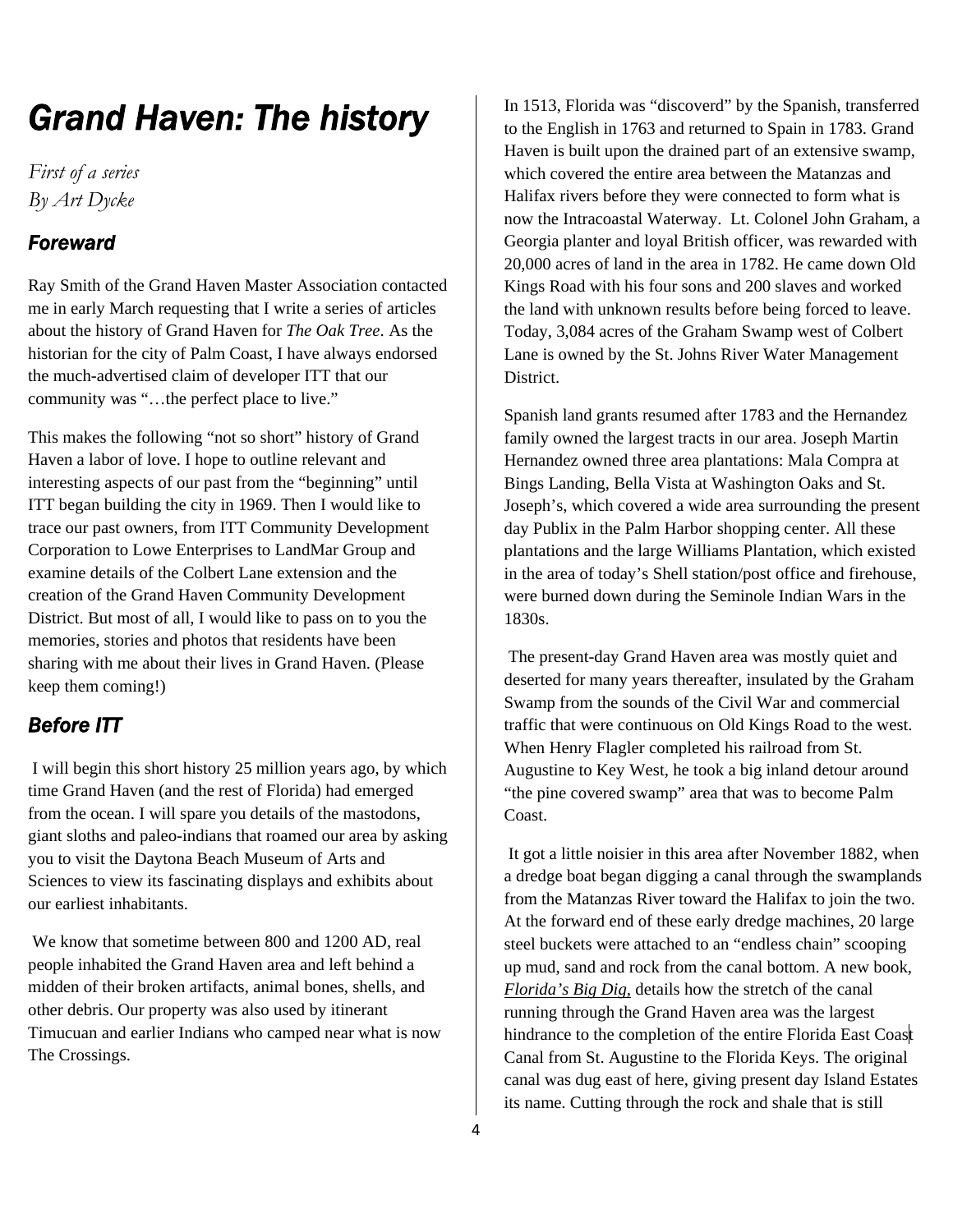# Grand Haven: The history

*First of a series*
*By Art Dycke*

## Foreward

Ray Smith of the Grand Haven Master Association contacted me in early March requesting that I write a series of articles about the history of Grand Haven for *The Oak Tree*. As the historian for the city of Palm Coast, I have always endorsed the much-advertised claim of developer ITT that our community was "…the perfect place to live."

This makes the following "not so short" history of Grand Haven a labor of love. I hope to outline relevant and interesting aspects of our past from the "beginning" until ITT began building the city in 1969. Then I would like to trace our past owners, from ITT Community Development Corporation to Lowe Enterprises to LandMar Group and examine details of the Colbert Lane extension and the creation of the Grand Haven Community Development District. But most of all, I would like to pass on to you the memories, stories and photos that residents have been sharing with me about their lives in Grand Haven. (Please keep them coming!)

## Before ITT

I will begin this short history 25 million years ago, by which time Grand Haven (and the rest of Florida) had emerged from the ocean. I will spare you details of the mastodons, giant sloths and paleo-indians that roamed our area by asking you to visit the Daytona Beach Museum of Arts and Sciences to view its fascinating displays and exhibits about our earliest inhabitants.

We know that sometime between 800 and 1200 AD, real people inhabited the Grand Haven area and left behind a midden of their broken artifacts, animal bones, shells, and other debris. Our property was also used by itinerant Timucuan and earlier Indians who camped near what is now The Crossings.

In 1513, Florida was "discoverd" by the Spanish, transferred to the English in 1763 and returned to Spain in 1783. Grand Haven is built upon the drained part of an extensive swamp, which covered the entire area between the Matanzas and Halifax rivers before they were connected to form what is now the Intracoastal Waterway. Lt. Colonel John Graham, a Georgia planter and loyal British officer, was rewarded with 20,000 acres of land in the area in 1782. He came down Old Kings Road with his four sons and 200 slaves and worked the land with unknown results before being forced to leave. Today, 3,084 acres of the Graham Swamp west of Colbert Lane is owned by the St. Johns River Water Management District.

Spanish land grants resumed after 1783 and the Hernandez family owned the largest tracts in our area. Joseph Martin Hernandez owned three area plantations: Mala Compra at Bings Landing, Bella Vista at Washington Oaks and St. Joseph's, which covered a wide area surrounding the present day Publix in the Palm Harbor shopping center. All these plantations and the large Williams Plantation, which existed in the area of today's Shell station/post office and firehouse, were burned down during the Seminole Indian Wars in the 1830s.

The present-day Grand Haven area was mostly quiet and deserted for many years thereafter, insulated by the Graham Swamp from the sounds of the Civil War and commercial traffic that were continuous on Old Kings Road to the west. When Henry Flagler completed his railroad from St. Augustine to Key West, he took a big inland detour around "the pine covered swamp" area that was to become Palm Coast.

It got a little noisier in this area after November 1882, when a dredge boat began digging a canal through the swamplands from the Matanzas River toward the Halifax to join the two. At the forward end of these early dredge machines, 20 large steel buckets were attached to an "endless chain" scooping up mud, sand and rock from the canal bottom. A new book, *Florida's Big Dig*, details how the stretch of the canal running through the Grand Haven area was the largest hindrance to the completion of the entire Florida East Coast Canal from St. Augustine to the Florida Keys. The original canal was dug east of here, giving present day Island Estates its name. Cutting through the rock and shale that is still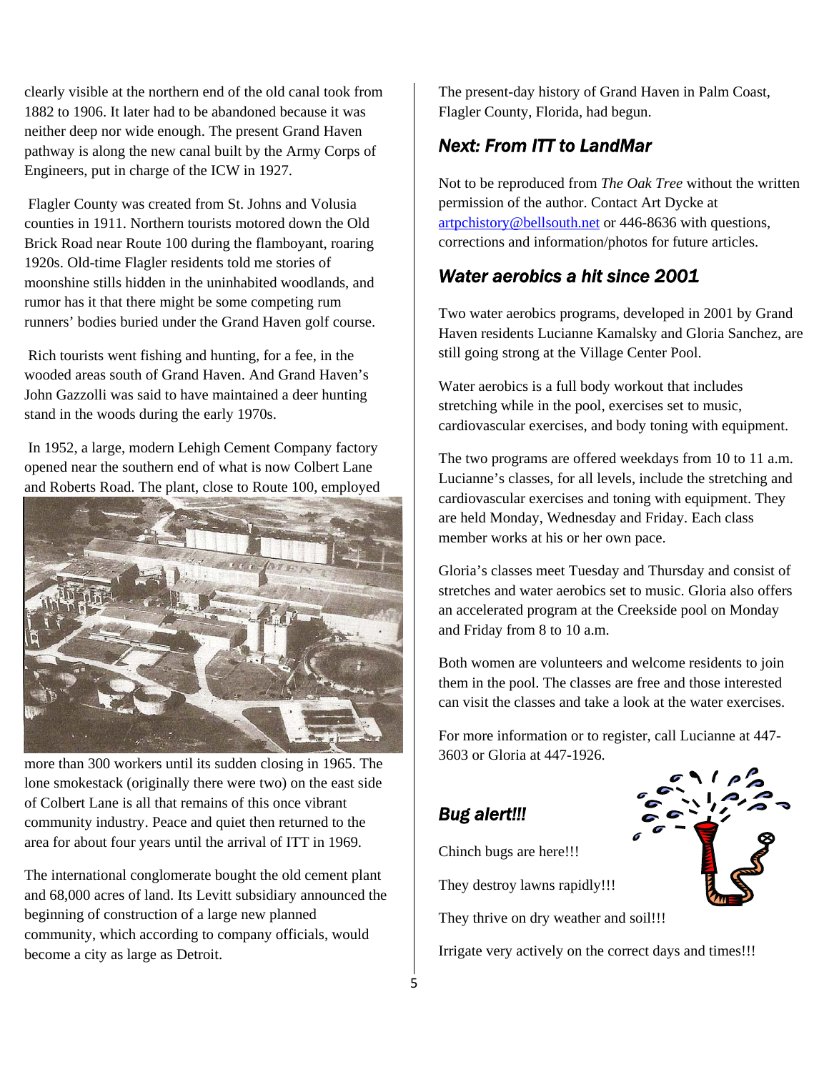clearly visible at the northern end of the old canal took from 1882 to 1906. It later had to be abandoned because it was neither deep nor wide enough. The present Grand Haven pathway is along the new canal built by the Army Corps of Engineers, put in charge of the ICW in 1927.

Flagler County was created from St. Johns and Volusia counties in 1911. Northern tourists motored down the Old Brick Road near Route 100 during the flamboyant, roaring 1920s. Old-time Flagler residents told me stories of moonshine stills hidden in the uninhabited woodlands, and rumor has it that there might be some competing rum runners' bodies buried under the Grand Haven golf course.

Rich tourists went fishing and hunting, for a fee, in the wooded areas south of Grand Haven. And Grand Haven's John Gazzolli was said to have maintained a deer hunting stand in the woods during the early 1970s.

In 1952, a large, modern Lehigh Cement Company factory opened near the southern end of what is now Colbert Lane and Roberts Road. The plant, close to Route 100, employed more than 300 workers until its sudden closing in 1965. The lone smokestack (originally there were two) on the east side of Colbert Lane is all that remains of this once vibrant community industry. Peace and quiet then returned to the area for about four years until the arrival of ITT in 1969.

The international conglomerate bought the old cement plant and 68,000 acres of land. Its Levitt subsidiary announced the beginning of construction of a large new planned community, which according to company officials, would become a city as large as Detroit.

The present-day history of Grand Haven in Palm Coast, Flagler County, Florida, had begun.

## *Next: From ITT to LandMar*

Not to be reproduced from *The Oak Tree* without the written permission of the author. Contact Art Dycke at artpchistory@bellsouth.net or 446-8636 with questions, corrections and information/photos for future articles.

## *Water aerobics a hit since 2001*

Two water aerobics programs, developed in 2001 by Grand Haven residents Lucianne Kamalsky and Gloria Sanchez, are still going strong at the Village Center Pool.

Water aerobics is a full body workout that includes stretching while in the pool, exercises set to music, cardiovascular exercises, and body toning with equipment.

The two programs are offered weekdays from 10 to 11 a.m. Lucianne's classes, for all levels, include the stretching and cardiovascular exercises and toning with equipment. They are held Monday, Wednesday and Friday. Each class member works at his or her own pace.

Gloria's classes meet Tuesday and Thursday and consist of stretches and water aerobics set to music. Gloria also offers an accelerated program at the Creekside pool on Monday and Friday from 8 to 10 a.m.

Both women are volunteers and welcome residents to join them in the pool. The classes are free and those interested can visit the classes and take a look at the water exercises.

For more information or to register, call Lucianne at 447-3603 or Gloria at 447-1926.

## *Bug alert!!!*

Chinch bugs are here!!!

They destroy lawns rapidly!!!

They thrive on dry weather and soil!!!

Irrigate very actively on the correct days and times!!!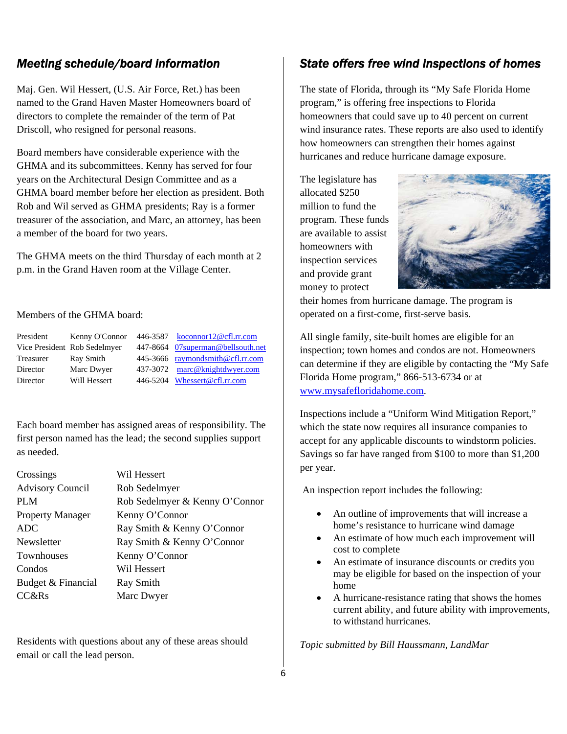## *Meeting schedule/board information*

Maj. Gen. Wil Hessert, (U.S. Air Force, Ret.) has been named to the Grand Haven Master Homeowners board of directors to complete the remainder of the term of Pat Driscoll, who resigned for personal reasons.

Board members have considerable experience with the GHMA and its subcommittees. Kenny has served for four years on the Architectural Design Committee and as a GHMA board member before her election as president. Both Rob and Wil served as GHMA presidents; Ray is a former treasurer of the association, and Marc, an attorney, has been a member of the board for two years.

The GHMA meets on the third Thursday of each month at 2 p.m. in the Grand Haven room at the Village Center.

Members of the GHMA board:

| | | | |
|---|---|---|---|
| President | Kenny O'Connor | 446-3587 | koconnor12@cfl.rr.com |
| Vice President | Rob Sedelmyer | 447-8664 | 07superman@bellsouth.net |
| Treasurer | Ray Smith | 445-3666 | raymondsmith@cfl.rr.com |
| Director | Marc Dwyer | 437-3072 | marc@knightdwyer.com |
| Director | Will Hessert | 446-5204 | Whessert@cfl.rr.com |

Each board member has assigned areas of responsibility. The first person named has the lead; the second supplies support as needed.

| | |
|---|---|
| Crossings | Wil Hessert |
| Advisory Council | Rob Sedelmyer |
| PLM | Rob Sedelmyer & Kenny O'Connor |
| Property Manager | Kenny O'Connor |
| ADC | Ray Smith & Kenny O'Connor |
| Newsletter | Ray Smith & Kenny O'Connor |
| Townhouses | Kenny O'Connor |
| Condos | Wil Hessert |
| Budget & Financial | Ray Smith |
| CC&Rs | Marc Dwyer |

Residents with questions about any of these areas should email or call the lead person.

## *State offers free wind inspections of homes*

The state of Florida, through its "My Safe Florida Home program," is offering free inspections to Florida homeowners that could save up to 40 percent on current wind insurance rates. These reports are also used to identify how homeowners can strengthen their homes against hurricanes and reduce hurricane damage exposure.

The legislature has allocated $250 million to fund the program. These funds are available to assist homeowners with inspection services and provide grant money to protect their homes from hurricane damage. The program is operated on a first-come, first-serve basis.

All single family, site-built homes are eligible for an inspection; town homes and condos are not. Homeowners can determine if they are eligible by contacting the "My Safe Florida Home program," 866-513-6734 or at www.mysafefloridahome.com.

Inspections include a "Uniform Wind Mitigation Report," which the state now requires all insurance companies to accept for any applicable discounts to windstorm policies. Savings so far have ranged from $100 to more than $1,200 per year.

An inspection report includes the following:

- An outline of improvements that will increase a home's resistance to hurricane wind damage
- An estimate of how much each improvement will cost to complete
- An estimate of insurance discounts or credits you may be eligible for based on the inspection of your home
- A hurricane-resistance rating that shows the homes current ability, and future ability with improvements, to withstand hurricanes.

*Topic submitted by Bill Haussmann, LandMar*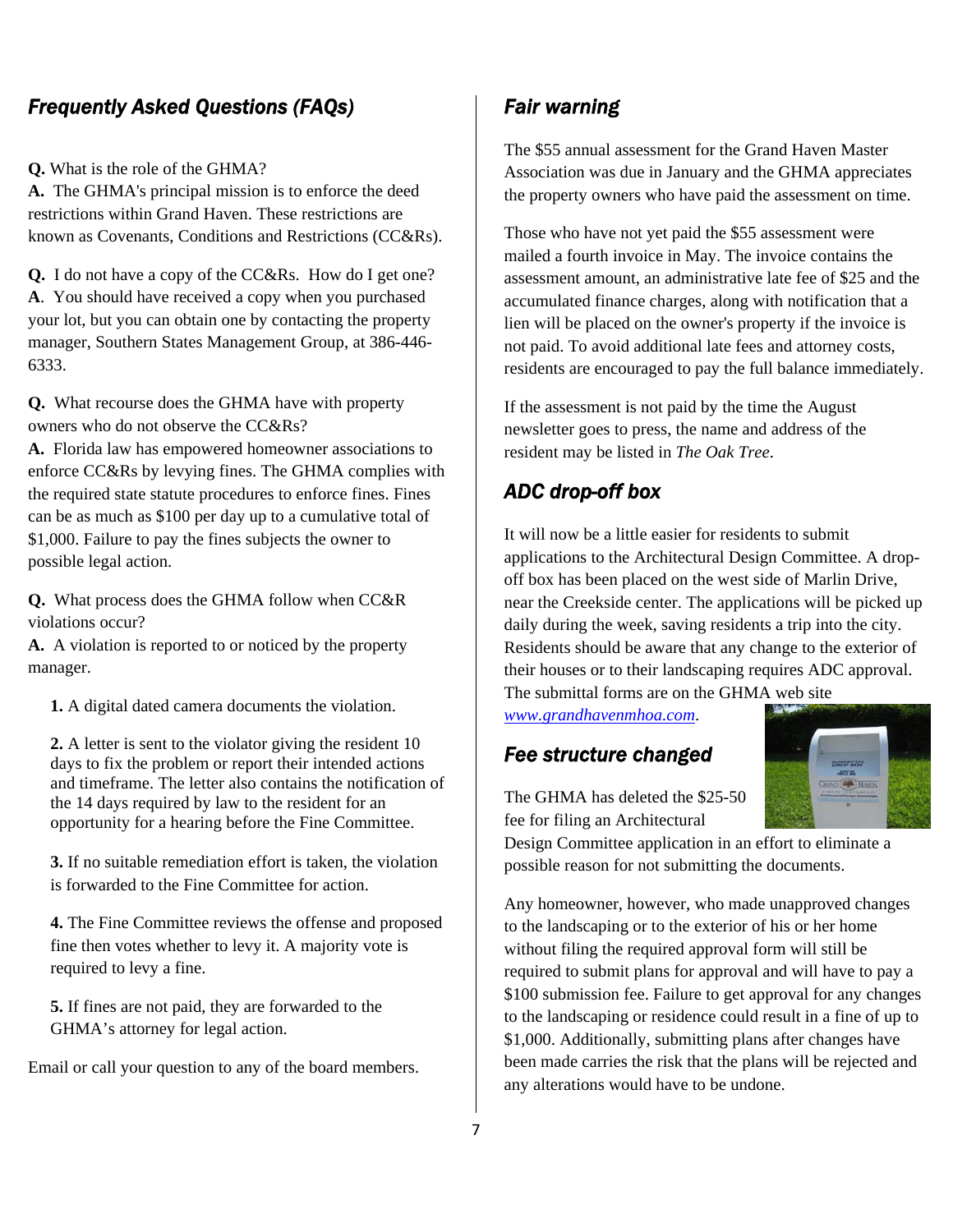## *Frequently Asked Questions (FAQs)*

**Q.** What is the role of the GHMA?
**A.** The GHMA's principal mission is to enforce the deed restrictions within Grand Haven. These restrictions are known as Covenants, Conditions and Restrictions (CC&Rs).

**Q.** I do not have a copy of the CC&Rs. How do I get one?
**A**. You should have received a copy when you purchased your lot, but you can obtain one by contacting the property manager, Southern States Management Group, at 386-446-6333.

**Q.** What recourse does the GHMA have with property owners who do not observe the CC&Rs?
**A.** Florida law has empowered homeowner associations to enforce CC&Rs by levying fines. The GHMA complies with the required state statute procedures to enforce fines. Fines can be as much as $100 per day up to a cumulative total of $1,000. Failure to pay the fines subjects the owner to possible legal action.

**Q.** What process does the GHMA follow when CC&R violations occur?
**A.** A violation is reported to or noticed by the property manager.

**1.** A digital dated camera documents the violation.

**2.** A letter is sent to the violator giving the resident 10 days to fix the problem or report their intended actions and timeframe. The letter also contains the notification of the 14 days required by law to the resident for an opportunity for a hearing before the Fine Committee.

**3.** If no suitable remediation effort is taken, the violation is forwarded to the Fine Committee for action.

**4.** The Fine Committee reviews the offense and proposed fine then votes whether to levy it. A majority vote is required to levy a fine.

**5.** If fines are not paid, they are forwarded to the GHMA's attorney for legal action.

Email or call your question to any of the board members.

## *Fair warning*

The $55 annual assessment for the Grand Haven Master Association was due in January and the GHMA appreciates the property owners who have paid the assessment on time.

Those who have not yet paid the $55 assessment were mailed a fourth invoice in May. The invoice contains the assessment amount, an administrative late fee of $25 and the accumulated finance charges, along with notification that a lien will be placed on the owner's property if the invoice is not paid. To avoid additional late fees and attorney costs, residents are encouraged to pay the full balance immediately.

If the assessment is not paid by the time the August newsletter goes to press, the name and address of the resident may be listed in *The Oak Tree*.

## *ADC drop-off box*

It will now be a little easier for residents to submit applications to the Architectural Design Committee. A drop-off box has been placed on the west side of Marlin Drive, near the Creekside center. The applications will be picked up daily during the week, saving residents a trip into the city. Residents should be aware that any change to the exterior of their houses or to their landscaping requires ADC approval. The submittal forms are on the GHMA web site www.grandhavenmhoa.com.

## *Fee structure changed*

The GHMA has deleted the $25-50 fee for filing an Architectural Design Committee application in an effort to eliminate a possible reason for not submitting the documents.

Any homeowner, however, who made unapproved changes to the landscaping or to the exterior of his or her home without filing the required approval form will still be required to submit plans for approval and will have to pay a $100 submission fee. Failure to get approval for any changes to the landscaping or residence could result in a fine of up to $1,000. Additionally, submitting plans after changes have been made carries the risk that the plans will be rejected and any alterations would have to be undone.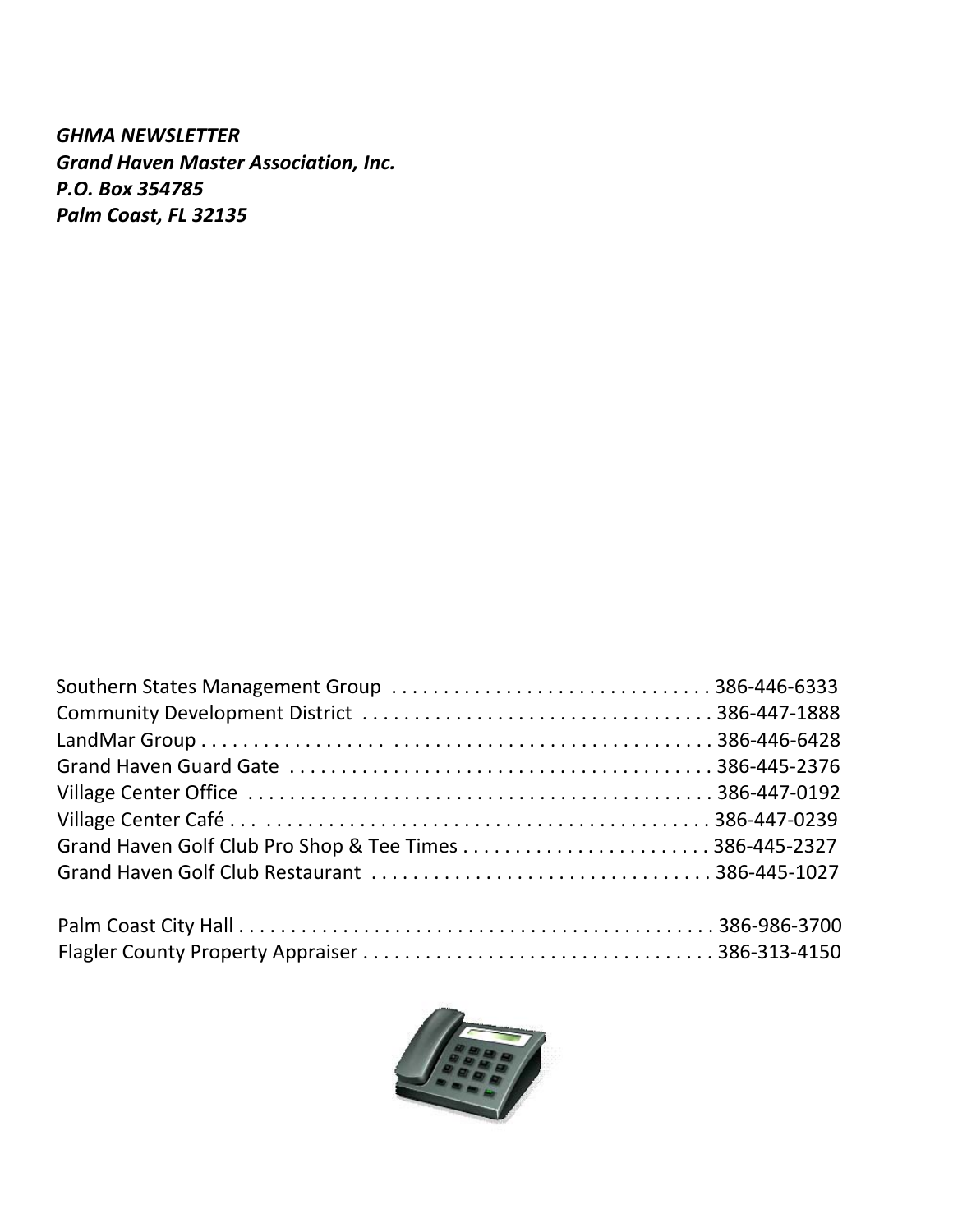*GHMA NEWSLETTER*
***Grand Haven Master Association, Inc.***
***P.O. Box 354785***
***Palm Coast, FL 32135***

| | |
|---|---|
| Southern States Management Group | 386-446-6333 |
| Community Development District | 386-447-1888 |
| LandMar Group | 386-446-6428 |
| Grand Haven Guard Gate | 386-445-2376 |
| Village Center Office | 386-447-0192 |
| Village Center Café | 386-447-0239 |
| Grand Haven Golf Club Pro Shop & Tee Times | 386-445-2327 |
| Grand Haven Golf Club Restaurant | 386-445-1027 |
| Palm Coast City Hall | 386-986-3700 |
| Flagler County Property Appraiser | 386-313-4150 |